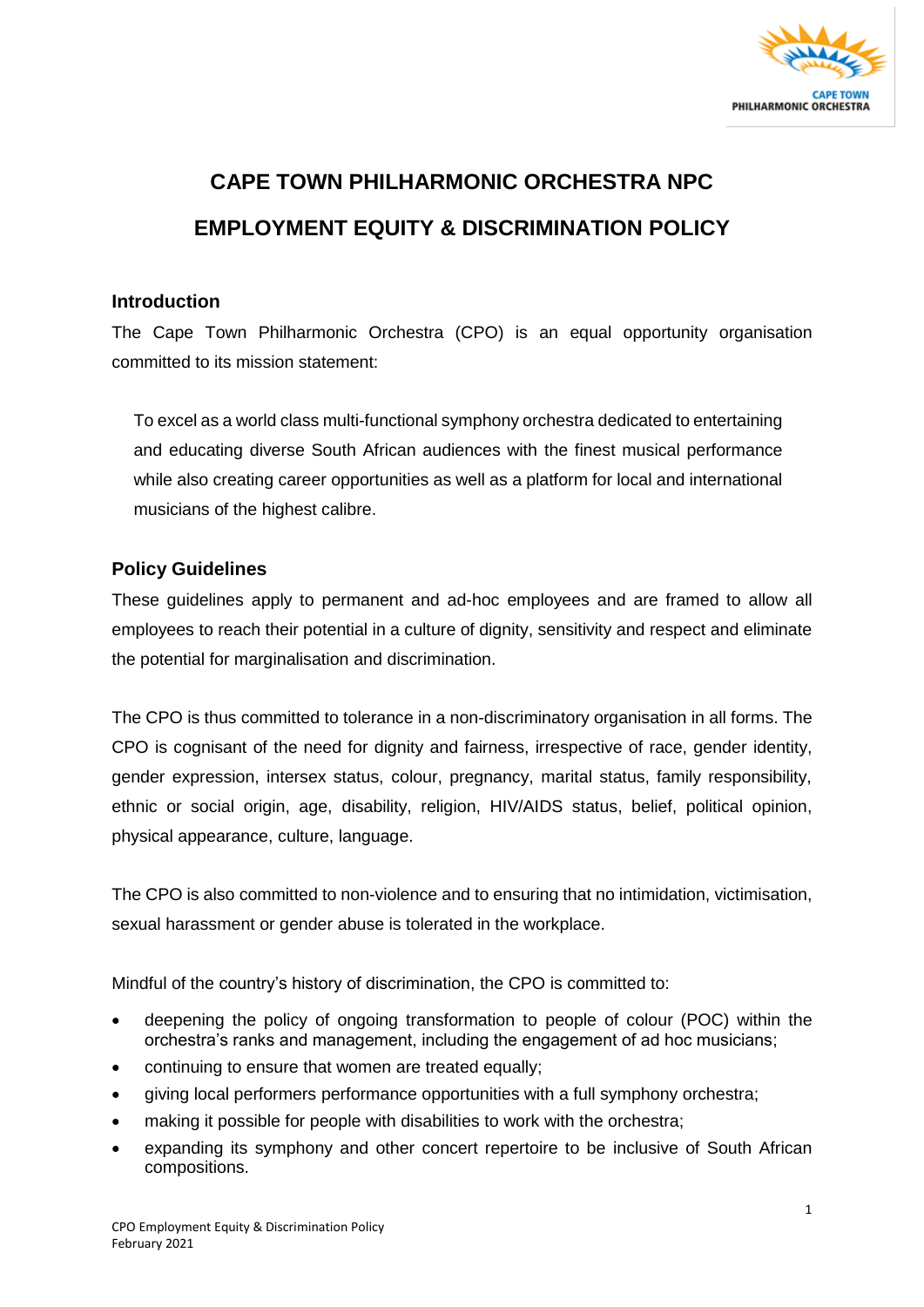# CAPE TOWN PHILHARMONIC ORCHESTRA NPC

# EMPLOYMENT EQUITY & DISCRIMINATION POLICY

## Introduction

The Cape Town Philharmonic Orchestra (CPO) is an equal opportunity organisation committed to its mission statement:

> To excel as a world class multi-functional symphony orchestra dedicated to entertaining and educating diverse South African audiences with the finest musical performance while also creating career opportunities as well as a platform for local and international musicians of the highest calibre.

## Policy Guidelines

These guidelines apply to permanent and ad-hoc employees and are framed to allow all employees to reach their potential in a culture of dignity, sensitivity and respect and eliminate the potential for marginalisation and discrimination.

The CPO is thus committed to tolerance in a non-discriminatory organisation in all forms. The CPO is cognisant of the need for dignity and fairness, irrespective of race, gender identity, gender expression, intersex status, colour, pregnancy, marital status, family responsibility, ethnic or social origin, age, disability, religion, HIV/AIDS status, belief, political opinion, physical appearance, culture, language.

The CPO is also committed to non-violence and to ensuring that no intimidation, victimisation, sexual harassment or gender abuse is tolerated in the workplace.

Mindful of the country's history of discrimination, the CPO is committed to:

- deepening the policy of ongoing transformation to people of colour (POC) within the orchestra's ranks and management, including the engagement of ad hoc musicians;
- continuing to ensure that women are treated equally;
- giving local performers performance opportunities with a full symphony orchestra;
- making it possible for people with disabilities to work with the orchestra;
- expanding its symphony and other concert repertoire to be inclusive of South African compositions.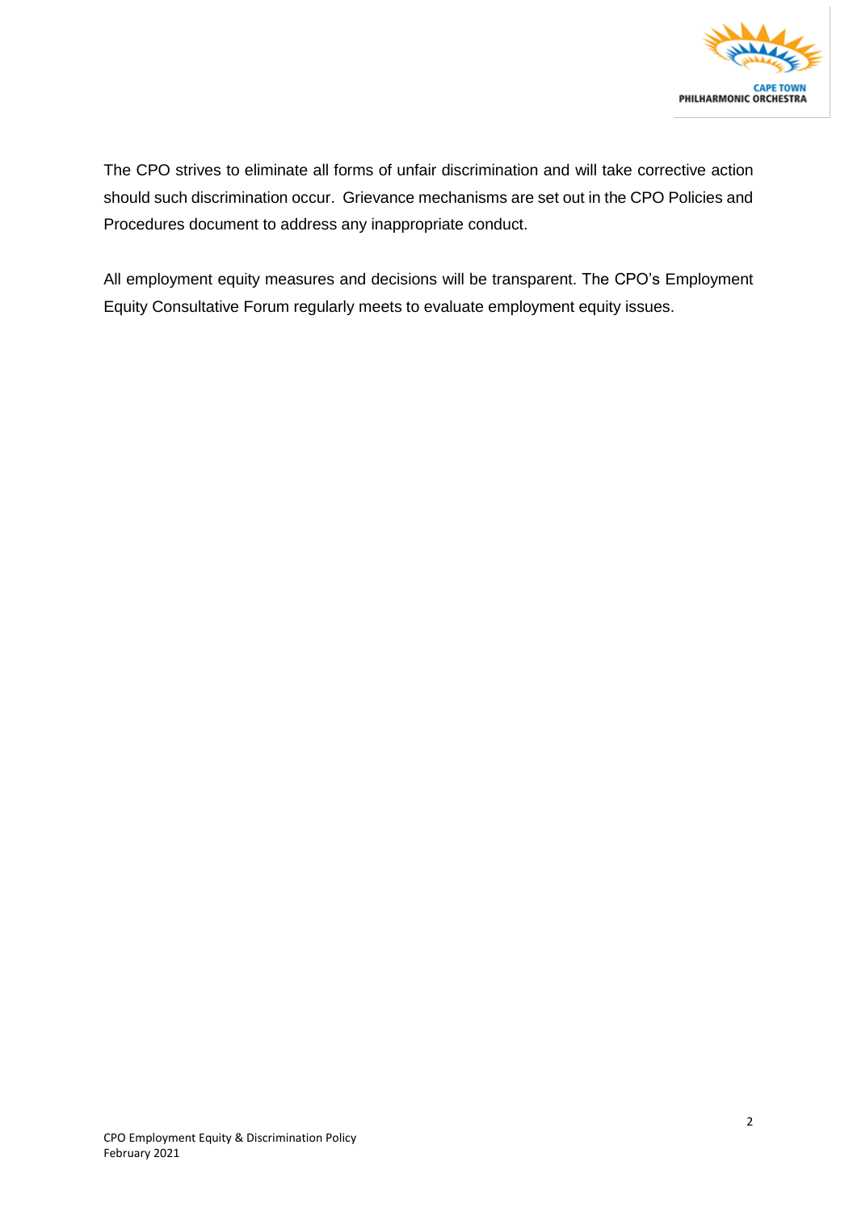The CPO strives to eliminate all forms of unfair discrimination and will take corrective action should such discrimination occur. Grievance mechanisms are set out in the CPO Policies and Procedures document to address any inappropriate conduct.

All employment equity measures and decisions will be transparent. The CPO's Employment Equity Consultative Forum regularly meets to evaluate employment equity issues.